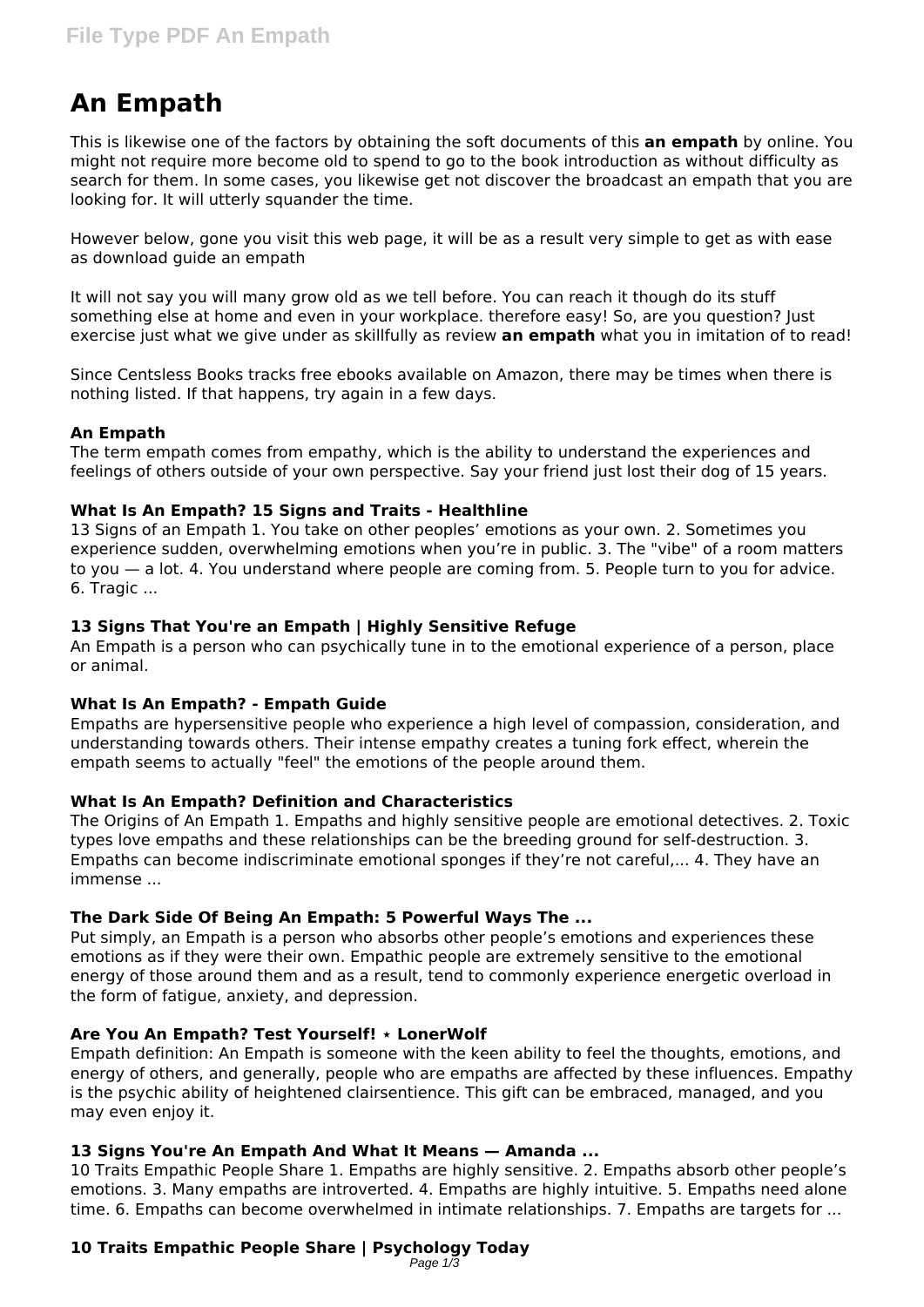# An Empath

This is likewise one of the factors by obtaining the soft documents of this **an empath** by online. You might not require more become old to spend to go to the book introduction as without difficulty as search for them. In some cases, you likewise get not discover the broadcast an empath that you are looking for. It will utterly squander the time.

However below, gone you visit this web page, it will be as a result very simple to get as with ease as download guide an empath

It will not say you will many grow old as we tell before. You can reach it though do its stuff something else at home and even in your workplace. therefore easy! So, are you question? Just exercise just what we give under as skillfully as review **an empath** what you in imitation of to read!

Since Centsless Books tracks free ebooks available on Amazon, there may be times when there is nothing listed. If that happens, try again in a few days.

### An Empath

The term empath comes from empathy, which is the ability to understand the experiences and feelings of others outside of your own perspective. Say your friend just lost their dog of 15 years.

### What Is An Empath? 15 Signs and Traits - Healthline

13 Signs of an Empath 1. You take on other peoples' emotions as your own. 2. Sometimes you experience sudden, overwhelming emotions when you're in public. 3. The "vibe" of a room matters to you — a lot. 4. You understand where people are coming from. 5. People turn to you for advice. 6. Tragic ...

### 13 Signs That You're an Empath | Highly Sensitive Refuge

An Empath is a person who can psychically tune in to the emotional experience of a person, place or animal.

### What Is An Empath? - Empath Guide

Empaths are hypersensitive people who experience a high level of compassion, consideration, and understanding towards others. Their intense empathy creates a tuning fork effect, wherein the empath seems to actually "feel" the emotions of the people around them.

### What Is An Empath? Definition and Characteristics

The Origins of An Empath 1. Empaths and highly sensitive people are emotional detectives. 2. Toxic types love empaths and these relationships can be the breeding ground for self-destruction. 3. Empaths can become indiscriminate emotional sponges if they're not careful,... 4. They have an immense ...

### The Dark Side Of Being An Empath: 5 Powerful Ways The ...

Put simply, an Empath is a person who absorbs other people's emotions and experiences these emotions as if they were their own. Empathic people are extremely sensitive to the emotional energy of those around them and as a result, tend to commonly experience energetic overload in the form of fatigue, anxiety, and depression.

### Are You An Empath? Test Yourself! ⋆ LonerWolf

Empath definition: An Empath is someone with the keen ability to feel the thoughts, emotions, and energy of others, and generally, people who are empaths are affected by these influences. Empathy is the psychic ability of heightened clairsentience. This gift can be embraced, managed, and you may even enjoy it.

### 13 Signs You're An Empath And What It Means — Amanda ...

10 Traits Empathic People Share 1. Empaths are highly sensitive. 2. Empaths absorb other people's emotions. 3. Many empaths are introverted. 4. Empaths are highly intuitive. 5. Empaths need alone time. 6. Empaths can become overwhelmed in intimate relationships. 7. Empaths are targets for ...

### 10 Traits Empathic People Share | Psychology Today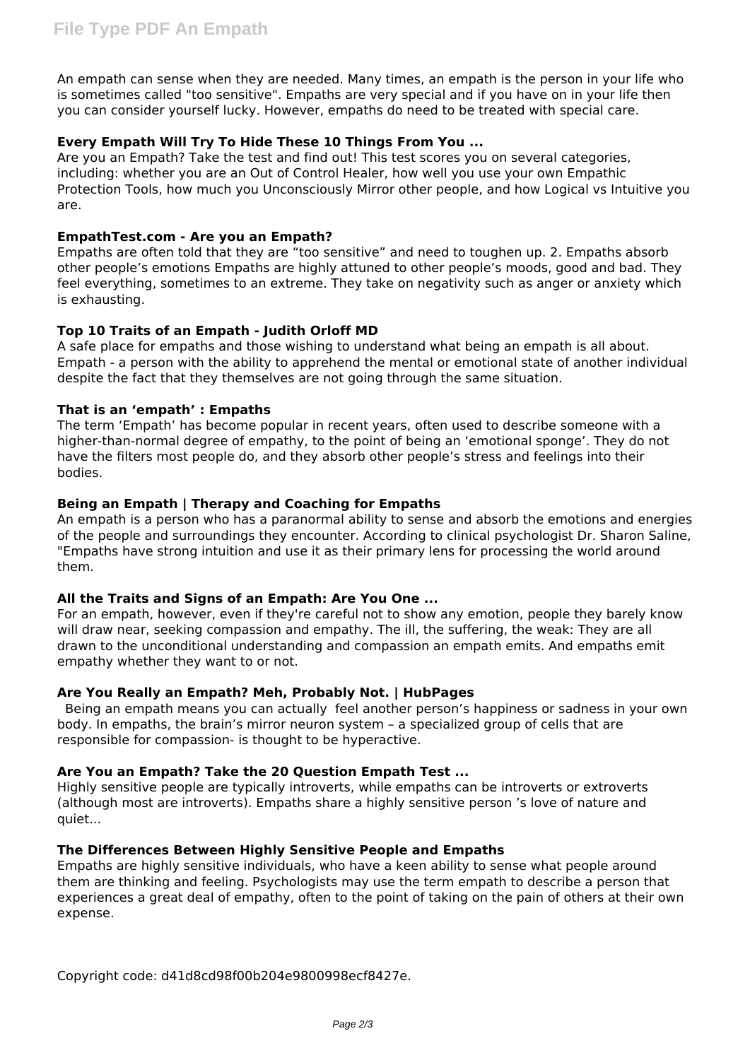An empath can sense when they are needed. Many times, an empath is the person in your life who is sometimes called "too sensitive". Empaths are very special and if you have on in your life then you can consider yourself lucky. However, empaths do need to be treated with special care.

### Every Empath Will Try To Hide These 10 Things From You ...

Are you an Empath? Take the test and find out! This test scores you on several categories, including: whether you are an Out of Control Healer, how well you use your own Empathic Protection Tools, how much you Unconsciously Mirror other people, and how Logical vs Intuitive you are.

### EmpathTest.com - Are you an Empath?

Empaths are often told that they are "too sensitive" and need to toughen up. 2. Empaths absorb other people's emotions Empaths are highly attuned to other people's moods, good and bad. They feel everything, sometimes to an extreme. They take on negativity such as anger or anxiety which is exhausting.

### Top 10 Traits of an Empath - Judith Orloff MD

A safe place for empaths and those wishing to understand what being an empath is all about. Empath - a person with the ability to apprehend the mental or emotional state of another individual despite the fact that they themselves are not going through the same situation.

### That is an 'empath' : Empaths

The term 'Empath' has become popular in recent years, often used to describe someone with a higher-than-normal degree of empathy, to the point of being an 'emotional sponge'. They do not have the filters most people do, and they absorb other people's stress and feelings into their bodies.

### Being an Empath | Therapy and Coaching for Empaths

An empath is a person who has a paranormal ability to sense and absorb the emotions and energies of the people and surroundings they encounter. According to clinical psychologist Dr. Sharon Saline, "Empaths have strong intuition and use it as their primary lens for processing the world around them.

### All the Traits and Signs of an Empath: Are You One ...

For an empath, however, even if they're careful not to show any emotion, people they barely know will draw near, seeking compassion and empathy. The ill, the suffering, the weak: They are all drawn to the unconditional understanding and compassion an empath emits. And empaths emit empathy whether they want to or not.

### Are You Really an Empath? Meh, Probably Not. | HubPages

Being an empath means you can actually feel another person's happiness or sadness in your own body. In empaths, the brain's mirror neuron system – a specialized group of cells that are responsible for compassion- is thought to be hyperactive.

### Are You an Empath? Take the 20 Question Empath Test ...

Highly sensitive people are typically introverts, while empaths can be introverts or extroverts (although most are introverts). Empaths share a highly sensitive person 's love of nature and quiet...

### The Differences Between Highly Sensitive People and Empaths

Empaths are highly sensitive individuals, who have a keen ability to sense what people around them are thinking and feeling. Psychologists may use the term empath to describe a person that experiences a great deal of empathy, often to the point of taking on the pain of others at their own expense.

Copyright code: d41d8cd98f00b204e9800998ecf8427e.